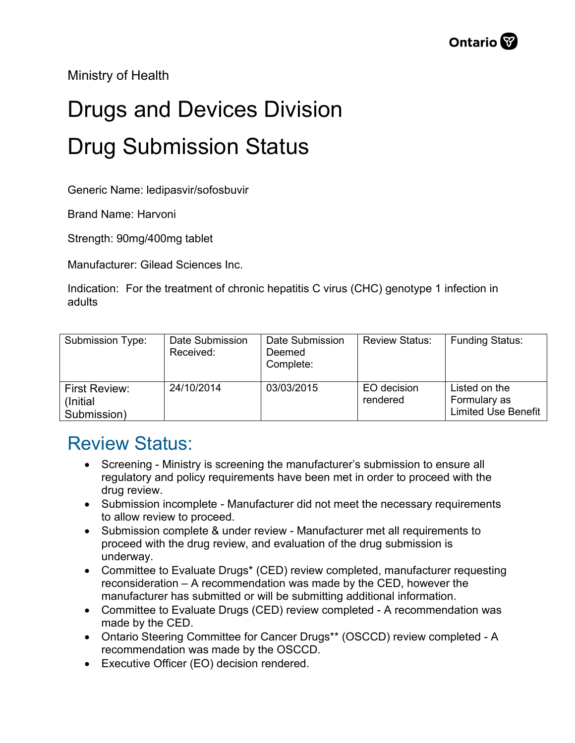Ministry of Health

# Drugs and Devices Division

# Drug Submission Status

Generic Name: ledipasvir/sofosbuvir

Brand Name: Harvoni

Strength: 90mg/400mg tablet

Manufacturer: Gilead Sciences Inc.

Indication: For the treatment of chronic hepatitis C virus (CHC) genotype 1 infection in adults

| Submission Type: | Date Submission Received: | Date Submission Deemed Complete: | Review Status: | Funding Status: |
|---|---|---|---|---|
| First Review: (Initial Submission) | 24/10/2014 | 03/03/2015 | EO decision rendered | Listed on the Formulary as Limited Use Benefit |

## Review Status:

- Screening - Ministry is screening the manufacturer's submission to ensure all regulatory and policy requirements have been met in order to proceed with the drug review.
- Submission incomplete - Manufacturer did not meet the necessary requirements to allow review to proceed.
- Submission complete & under review - Manufacturer met all requirements to proceed with the drug review, and evaluation of the drug submission is underway.
- Committee to Evaluate Drugs* (CED) review completed, manufacturer requesting reconsideration – A recommendation was made by the CED, however the manufacturer has submitted or will be submitting additional information.
- Committee to Evaluate Drugs (CED) review completed - A recommendation was made by the CED.
- Ontario Steering Committee for Cancer Drugs** (OSCCD) review completed - A recommendation was made by the OSCCD.
- Executive Officer (EO) decision rendered.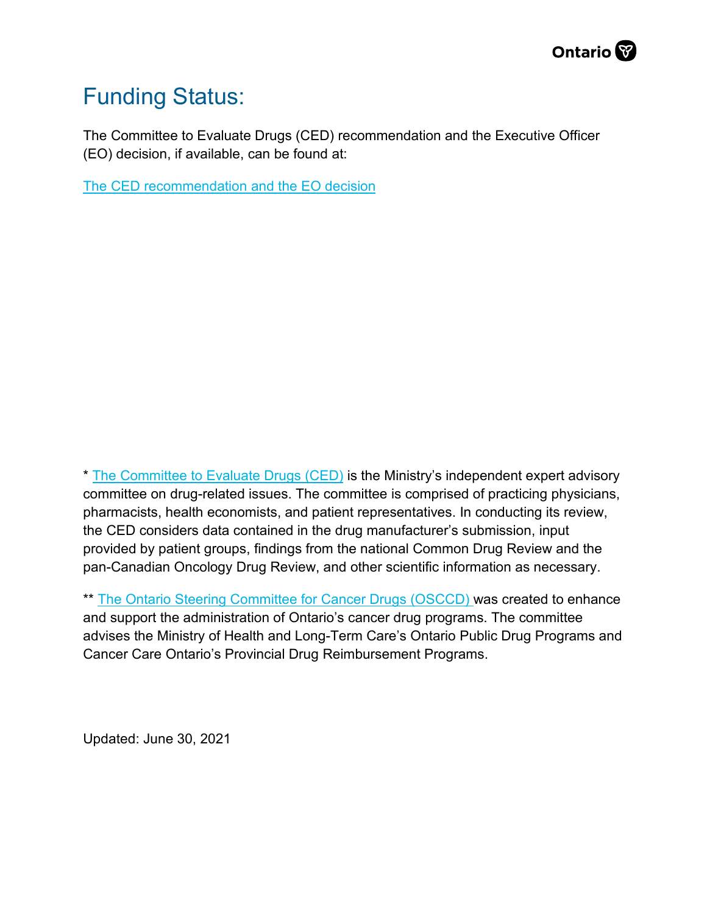# Funding Status:

The Committee to Evaluate Drugs (CED) recommendation and the Executive Officer (EO) decision, if available, can be found at:

The CED recommendation and the EO decision

* The Committee to Evaluate Drugs (CED) is the Ministry's independent expert advisory committee on drug-related issues. The committee is comprised of practicing physicians, pharmacists, health economists, and patient representatives. In conducting its review, the CED considers data contained in the drug manufacturer's submission, input provided by patient groups, findings from the national Common Drug Review and the pan-Canadian Oncology Drug Review, and other scientific information as necessary.

** The Ontario Steering Committee for Cancer Drugs (OSCCD) was created to enhance and support the administration of Ontario's cancer drug programs. The committee advises the Ministry of Health and Long-Term Care's Ontario Public Drug Programs and Cancer Care Ontario's Provincial Drug Reimbursement Programs.

Updated: June 30, 2021